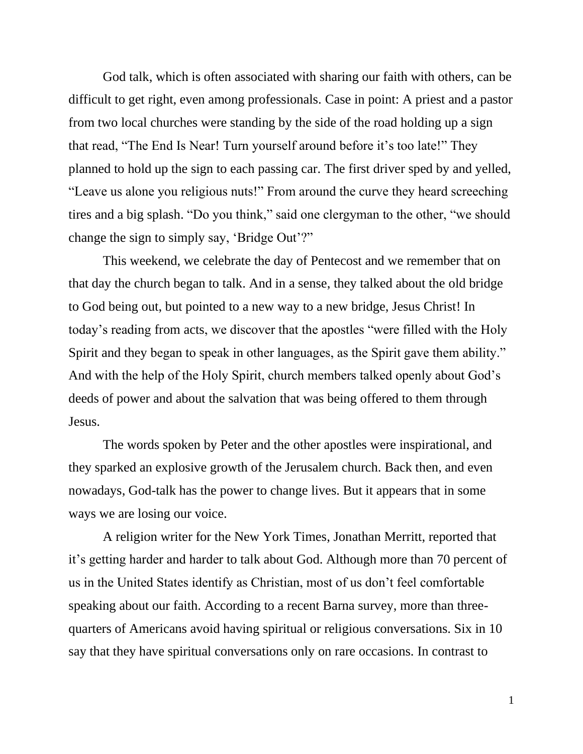God talk, which is often associated with sharing our faith with others, can be difficult to get right, even among professionals. Case in point: A priest and a pastor from two local churches were standing by the side of the road holding up a sign that read, "The End Is Near! Turn yourself around before it's too late!" They planned to hold up the sign to each passing car. The first driver sped by and yelled, "Leave us alone you religious nuts!" From around the curve they heard screeching tires and a big splash. "Do you think," said one clergyman to the other, "we should change the sign to simply say, 'Bridge Out'?"

This weekend, we celebrate the day of Pentecost and we remember that on that day the church began to talk. And in a sense, they talked about the old bridge to God being out, but pointed to a new way to a new bridge, Jesus Christ! In today's reading from acts, we discover that the apostles "were filled with the Holy Spirit and they began to speak in other languages, as the Spirit gave them ability." And with the help of the Holy Spirit, church members talked openly about God's deeds of power and about the salvation that was being offered to them through Jesus.

The words spoken by Peter and the other apostles were inspirational, and they sparked an explosive growth of the Jerusalem church. Back then, and even nowadays, God-talk has the power to change lives. But it appears that in some ways we are losing our voice.

A religion writer for the New York Times, Jonathan Merritt, reported that it's getting harder and harder to talk about God. Although more than 70 percent of us in the United States identify as Christian, most of us don't feel comfortable speaking about our faith. According to a recent Barna survey, more than three-quarters of Americans avoid having spiritual or religious conversations. Six in 10 say that they have spiritual conversations only on rare occasions. In contrast to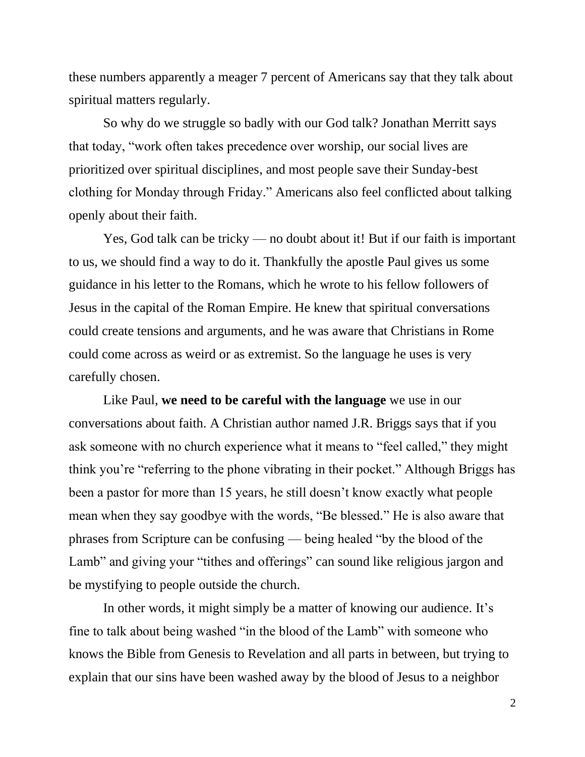these numbers apparently a meager 7 percent of Americans say that they talk about spiritual matters regularly.

So why do we struggle so badly with our God talk? Jonathan Merritt says that today, "work often takes precedence over worship, our social lives are prioritized over spiritual disciplines, and most people save their Sunday-best clothing for Monday through Friday." Americans also feel conflicted about talking openly about their faith.

Yes, God talk can be tricky — no doubt about it! But if our faith is important to us, we should find a way to do it. Thankfully the apostle Paul gives us some guidance in his letter to the Romans, which he wrote to his fellow followers of Jesus in the capital of the Roman Empire. He knew that spiritual conversations could create tensions and arguments, and he was aware that Christians in Rome could come across as weird or as extremist. So the language he uses is very carefully chosen.

Like Paul, **we need to be careful with the language** we use in our conversations about faith. A Christian author named J.R. Briggs says that if you ask someone with no church experience what it means to "feel called," they might think you're "referring to the phone vibrating in their pocket." Although Briggs has been a pastor for more than 15 years, he still doesn't know exactly what people mean when they say goodbye with the words, "Be blessed." He is also aware that phrases from Scripture can be confusing — being healed "by the blood of the Lamb" and giving your "tithes and offerings" can sound like religious jargon and be mystifying to people outside the church.

In other words, it might simply be a matter of knowing our audience. It's fine to talk about being washed "in the blood of the Lamb" with someone who knows the Bible from Genesis to Revelation and all parts in between, but trying to explain that our sins have been washed away by the blood of Jesus to a neighbor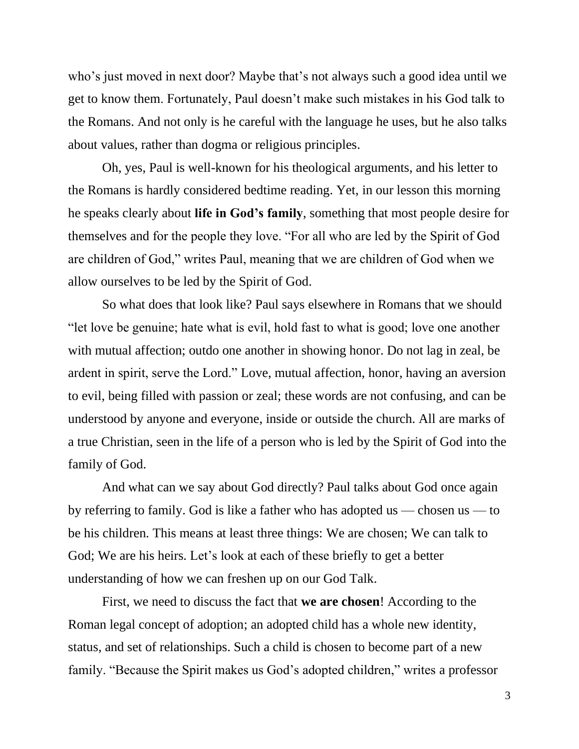who's just moved in next door? Maybe that's not always such a good idea until we get to know them. Fortunately, Paul doesn't make such mistakes in his God talk to the Romans. And not only is he careful with the language he uses, but he also talks about values, rather than dogma or religious principles.

Oh, yes, Paul is well-known for his theological arguments, and his letter to the Romans is hardly considered bedtime reading. Yet, in our lesson this morning he speaks clearly about **life in God's family**, something that most people desire for themselves and for the people they love. "For all who are led by the Spirit of God are children of God," writes Paul, meaning that we are children of God when we allow ourselves to be led by the Spirit of God.

So what does that look like? Paul says elsewhere in Romans that we should "let love be genuine; hate what is evil, hold fast to what is good; love one another with mutual affection; outdo one another in showing honor. Do not lag in zeal, be ardent in spirit, serve the Lord." Love, mutual affection, honor, having an aversion to evil, being filled with passion or zeal; these words are not confusing, and can be understood by anyone and everyone, inside or outside the church. All are marks of a true Christian, seen in the life of a person who is led by the Spirit of God into the family of God.

And what can we say about God directly? Paul talks about God once again by referring to family. God is like a father who has adopted us — chosen us — to be his children. This means at least three things: We are chosen; We can talk to God; We are his heirs. Let's look at each of these briefly to get a better understanding of how we can freshen up on our God Talk.

First, we need to discuss the fact that **we are chosen**! According to the Roman legal concept of adoption; an adopted child has a whole new identity, status, and set of relationships. Such a child is chosen to become part of a new family. "Because the Spirit makes us God's adopted children," writes a professor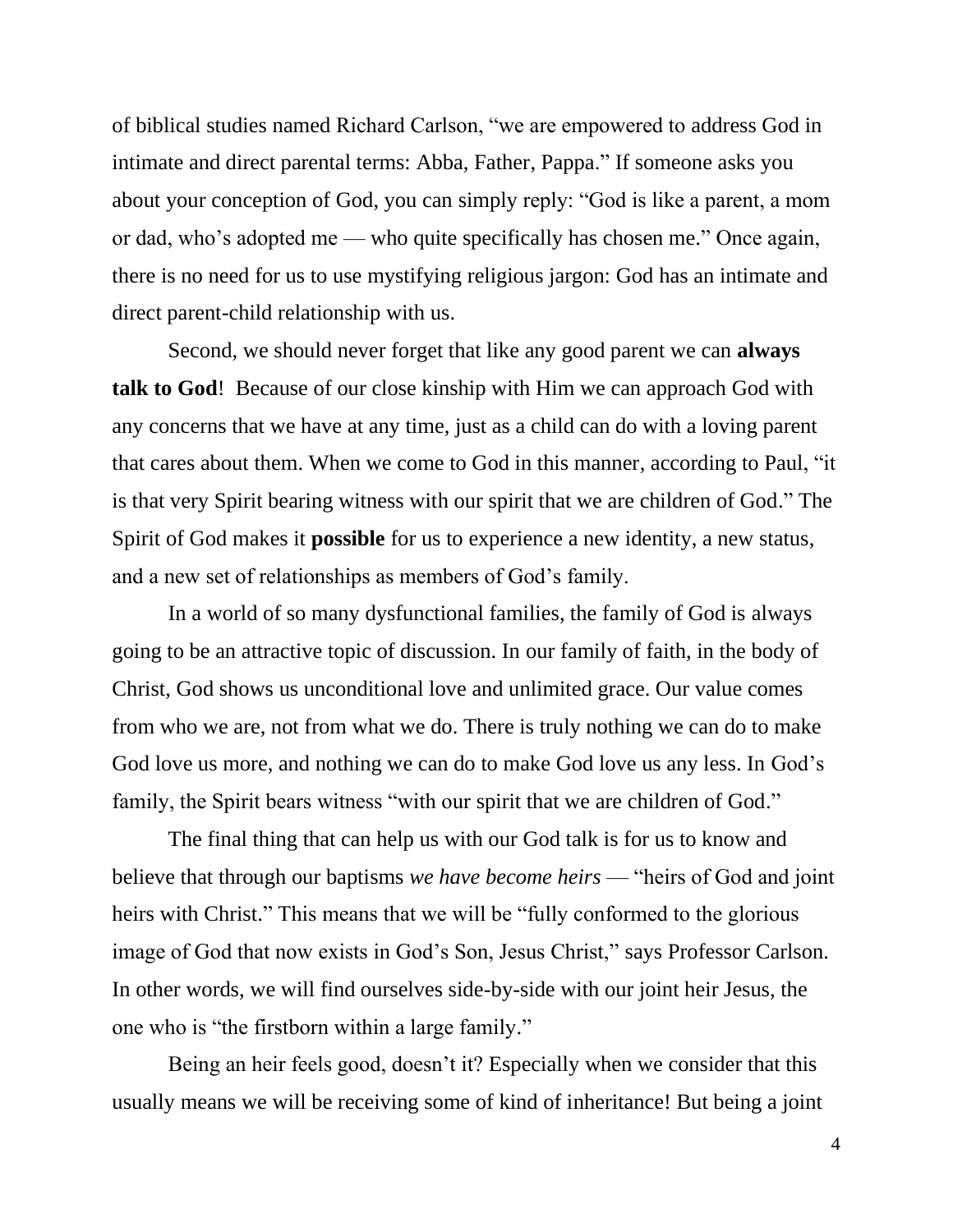of biblical studies named Richard Carlson, “we are empowered to address God in intimate and direct parental terms: Abba, Father, Pappa.” If someone asks you about your conception of God, you can simply reply: “God is like a parent, a mom or dad, who’s adopted me — who quite specifically has chosen me.” Once again, there is no need for us to use mystifying religious jargon: God has an intimate and direct parent-child relationship with us.

Second, we should never forget that like any good parent we can **always talk to God**! Because of our close kinship with Him we can approach God with any concerns that we have at any time, just as a child can do with a loving parent that cares about them. When we come to God in this manner, according to Paul, “it is that very Spirit bearing witness with our spirit that we are children of God.” The Spirit of God makes it **possible** for us to experience a new identity, a new status, and a new set of relationships as members of God’s family.

In a world of so many dysfunctional families, the family of God is always going to be an attractive topic of discussion. In our family of faith, in the body of Christ, God shows us unconditional love and unlimited grace. Our value comes from who we are, not from what we do. There is truly nothing we can do to make God love us more, and nothing we can do to make God love us any less. In God’s family, the Spirit bears witness “with our spirit that we are children of God.”

The final thing that can help us with our God talk is for us to know and believe that through our baptisms *we have become heirs* — “heirs of God and joint heirs with Christ.” This means that we will be “fully conformed to the glorious image of God that now exists in God’s Son, Jesus Christ,” says Professor Carlson. In other words, we will find ourselves side-by-side with our joint heir Jesus, the one who is “the firstborn within a large family.”

Being an heir feels good, doesn’t it? Especially when we consider that this usually means we will be receiving some of kind of inheritance! But being a joint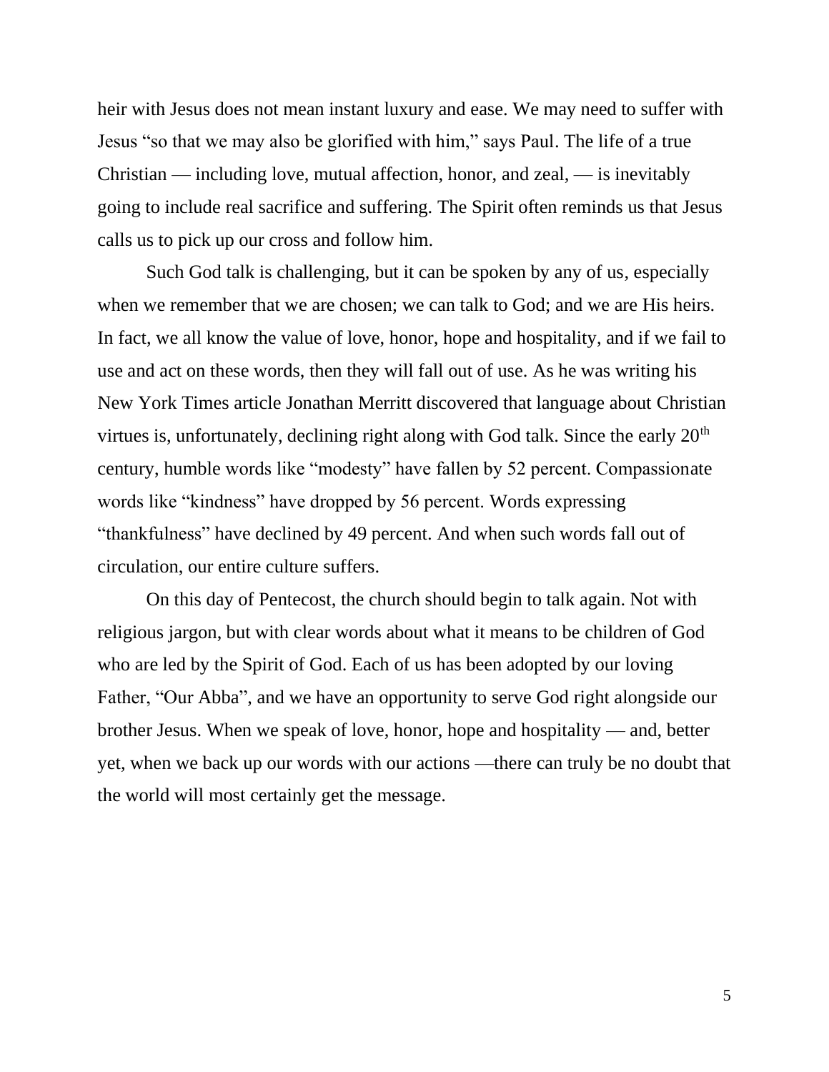heir with Jesus does not mean instant luxury and ease. We may need to suffer with Jesus "so that we may also be glorified with him," says Paul. The life of a true Christian — including love, mutual affection, honor, and zeal, — is inevitably going to include real sacrifice and suffering. The Spirit often reminds us that Jesus calls us to pick up our cross and follow him.

Such God talk is challenging, but it can be spoken by any of us, especially when we remember that we are chosen; we can talk to God; and we are His heirs. In fact, we all know the value of love, honor, hope and hospitality, and if we fail to use and act on these words, then they will fall out of use. As he was writing his New York Times article Jonathan Merritt discovered that language about Christian virtues is, unfortunately, declining right along with God talk. Since the early 20th century, humble words like "modesty" have fallen by 52 percent. Compassionate words like "kindness" have dropped by 56 percent. Words expressing "thankfulness" have declined by 49 percent. And when such words fall out of circulation, our entire culture suffers.

On this day of Pentecost, the church should begin to talk again. Not with religious jargon, but with clear words about what it means to be children of God who are led by the Spirit of God. Each of us has been adopted by our loving Father, "Our Abba", and we have an opportunity to serve God right alongside our brother Jesus. When we speak of love, honor, hope and hospitality — and, better yet, when we back up our words with our actions —there can truly be no doubt that the world will most certainly get the message.